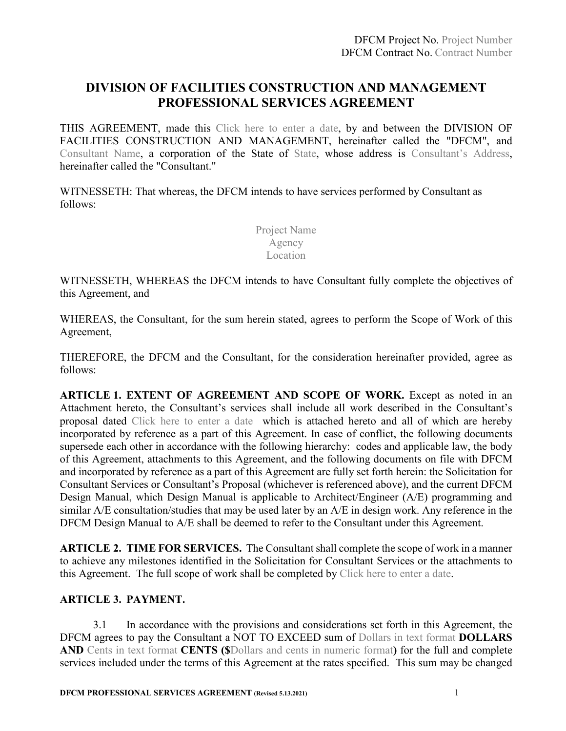DFCM Project No. Project Number
DFCM Contract No. Contract Number

# DIVISION OF FACILITIES CONSTRUCTION AND MANAGEMENT PROFESSIONAL SERVICES AGREEMENT

THIS AGREEMENT, made this Click here to enter a date, by and between the DIVISION OF FACILITIES CONSTRUCTION AND MANAGEMENT, hereinafter called the "DFCM", and Consultant Name, a corporation of the State of State, whose address is Consultant's Address, hereinafter called the "Consultant."

WITNESSETH: That whereas, the DFCM intends to have services performed by Consultant as follows:

Project Name
Agency
Location

WITNESSETH, WHEREAS the DFCM intends to have Consultant fully complete the objectives of this Agreement, and

WHEREAS, the Consultant, for the sum herein stated, agrees to perform the Scope of Work of this Agreement,

THEREFORE, the DFCM and the Consultant, for the consideration hereinafter provided, agree as follows:

**ARTICLE 1. EXTENT OF AGREEMENT AND SCOPE OF WORK.** Except as noted in an Attachment hereto, the Consultant's services shall include all work described in the Consultant's proposal dated Click here to enter a date which is attached hereto and all of which are hereby incorporated by reference as a part of this Agreement. In case of conflict, the following documents supersede each other in accordance with the following hierarchy: codes and applicable law, the body of this Agreement, attachments to this Agreement, and the following documents on file with DFCM and incorporated by reference as a part of this Agreement are fully set forth herein: the Solicitation for Consultant Services or Consultant's Proposal (whichever is referenced above), and the current DFCM Design Manual, which Design Manual is applicable to Architect/Engineer (A/E) programming and similar A/E consultation/studies that may be used later by an A/E in design work. Any reference in the DFCM Design Manual to A/E shall be deemed to refer to the Consultant under this Agreement.

**ARTICLE 2. TIME FOR SERVICES.** The Consultant shall complete the scope of work in a manner to achieve any milestones identified in the Solicitation for Consultant Services or the attachments to this Agreement. The full scope of work shall be completed by Click here to enter a date.

**ARTICLE 3. PAYMENT.**

3.1 In accordance with the provisions and considerations set forth in this Agreement, the DFCM agrees to pay the Consultant a NOT TO EXCEED sum of Dollars in text format **DOLLARS AND** Cents in text format **CENTS ($**Dollars and cents in numeric format**)** for the full and complete services included under the terms of this Agreement at the rates specified. This sum may be changed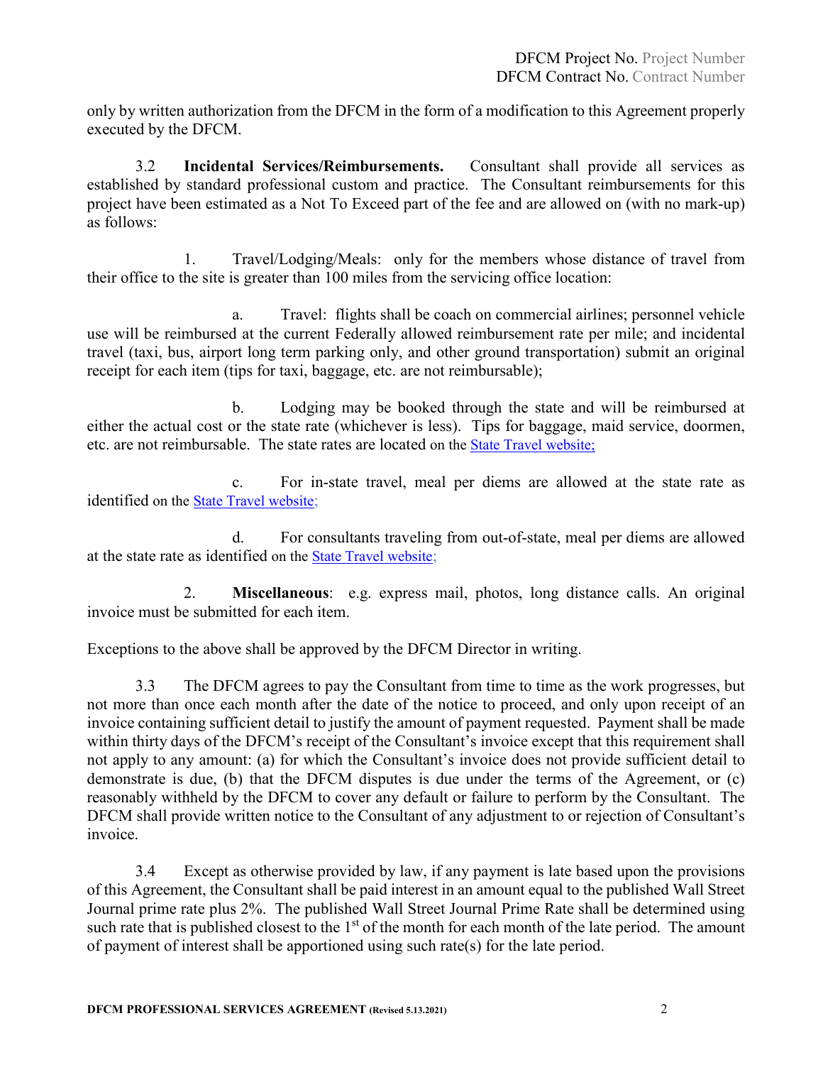only by written authorization from the DFCM in the form of a modification to this Agreement properly executed by the DFCM.

3.2 **Incidental Services/Reimbursements.** Consultant shall provide all services as established by standard professional custom and practice. The Consultant reimbursements for this project have been estimated as a Not To Exceed part of the fee and are allowed on (with no mark-up) as follows:

1. Travel/Lodging/Meals: only for the members whose distance of travel from their office to the site is greater than 100 miles from the servicing office location:

a. Travel: flights shall be coach on commercial airlines; personnel vehicle use will be reimbursed at the current Federally allowed reimbursement rate per mile; and incidental travel (taxi, bus, airport long term parking only, and other ground transportation) submit an original receipt for each item (tips for taxi, baggage, etc. are not reimbursable);

b. Lodging may be booked through the state and will be reimbursed at either the actual cost or the state rate (whichever is less). Tips for baggage, maid service, doormen, etc. are not reimbursable. The state rates are located on the State Travel website;

c. For in-state travel, meal per diems are allowed at the state rate as identified on the State Travel website;

d. For consultants traveling from out-of-state, meal per diems are allowed at the state rate as identified on the State Travel website;

2. **Miscellaneous**: e.g. express mail, photos, long distance calls. An original invoice must be submitted for each item.

Exceptions to the above shall be approved by the DFCM Director in writing.

3.3 The DFCM agrees to pay the Consultant from time to time as the work progresses, but not more than once each month after the date of the notice to proceed, and only upon receipt of an invoice containing sufficient detail to justify the amount of payment requested. Payment shall be made within thirty days of the DFCM's receipt of the Consultant's invoice except that this requirement shall not apply to any amount: (a) for which the Consultant's invoice does not provide sufficient detail to demonstrate is due, (b) that the DFCM disputes is due under the terms of the Agreement, or (c) reasonably withheld by the DFCM to cover any default or failure to perform by the Consultant. The DFCM shall provide written notice to the Consultant of any adjustment to or rejection of Consultant's invoice.

3.4 Except as otherwise provided by law, if any payment is late based upon the provisions of this Agreement, the Consultant shall be paid interest in an amount equal to the published Wall Street Journal prime rate plus 2%. The published Wall Street Journal Prime Rate shall be determined using such rate that is published closest to the 1st of the month for each month of the late period. The amount of payment of interest shall be apportioned using such rate(s) for the late period.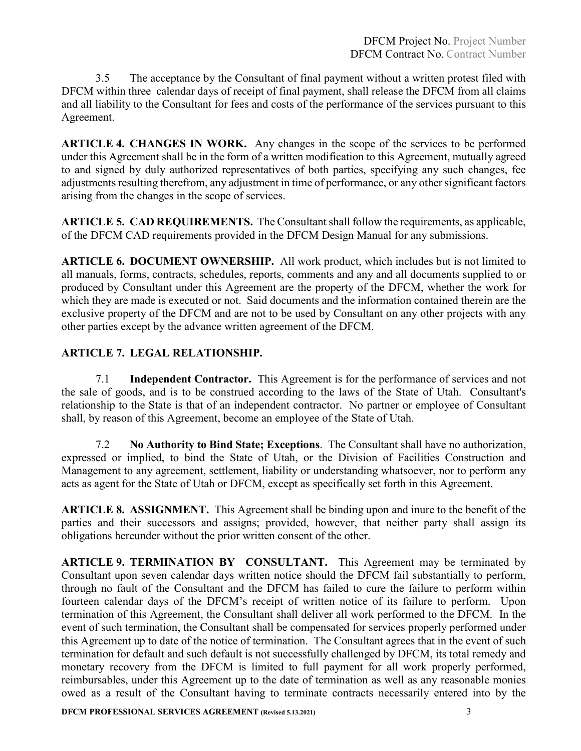3.5 The acceptance by the Consultant of final payment without a written protest filed with DFCM within three calendar days of receipt of final payment, shall release the DFCM from all claims and all liability to the Consultant for fees and costs of the performance of the services pursuant to this Agreement.

**ARTICLE 4. CHANGES IN WORK.** Any changes in the scope of the services to be performed under this Agreement shall be in the form of a written modification to this Agreement, mutually agreed to and signed by duly authorized representatives of both parties, specifying any such changes, fee adjustments resulting therefrom, any adjustment in time of performance, or any other significant factors arising from the changes in the scope of services.

**ARTICLE 5. CAD REQUIREMENTS.** The Consultant shall follow the requirements, as applicable, of the DFCM CAD requirements provided in the DFCM Design Manual for any submissions.

**ARTICLE 6. DOCUMENT OWNERSHIP.** All work product, which includes but is not limited to all manuals, forms, contracts, schedules, reports, comments and any and all documents supplied to or produced by Consultant under this Agreement are the property of the DFCM, whether the work for which they are made is executed or not. Said documents and the information contained therein are the exclusive property of the DFCM and are not to be used by Consultant on any other projects with any other parties except by the advance written agreement of the DFCM.

**ARTICLE 7. LEGAL RELATIONSHIP.**

7.1 **Independent Contractor.** This Agreement is for the performance of services and not the sale of goods, and is to be construed according to the laws of the State of Utah. Consultant's relationship to the State is that of an independent contractor. No partner or employee of Consultant shall, by reason of this Agreement, become an employee of the State of Utah.

7.2 **No Authority to Bind State; Exceptions**. The Consultant shall have no authorization, expressed or implied, to bind the State of Utah, or the Division of Facilities Construction and Management to any agreement, settlement, liability or understanding whatsoever, nor to perform any acts as agent for the State of Utah or DFCM, except as specifically set forth in this Agreement.

**ARTICLE 8. ASSIGNMENT.** This Agreement shall be binding upon and inure to the benefit of the parties and their successors and assigns; provided, however, that neither party shall assign its obligations hereunder without the prior written consent of the other.

**ARTICLE 9. TERMINATION BY CONSULTANT.** This Agreement may be terminated by Consultant upon seven calendar days written notice should the DFCM fail substantially to perform, through no fault of the Consultant and the DFCM has failed to cure the failure to perform within fourteen calendar days of the DFCM's receipt of written notice of its failure to perform. Upon termination of this Agreement, the Consultant shall deliver all work performed to the DFCM. In the event of such termination, the Consultant shall be compensated for services properly performed under this Agreement up to date of the notice of termination. The Consultant agrees that in the event of such termination for default and such default is not successfully challenged by DFCM, its total remedy and monetary recovery from the DFCM is limited to full payment for all work properly performed, reimbursables, under this Agreement up to the date of termination as well as any reasonable monies owed as a result of the Consultant having to terminate contracts necessarily entered into by the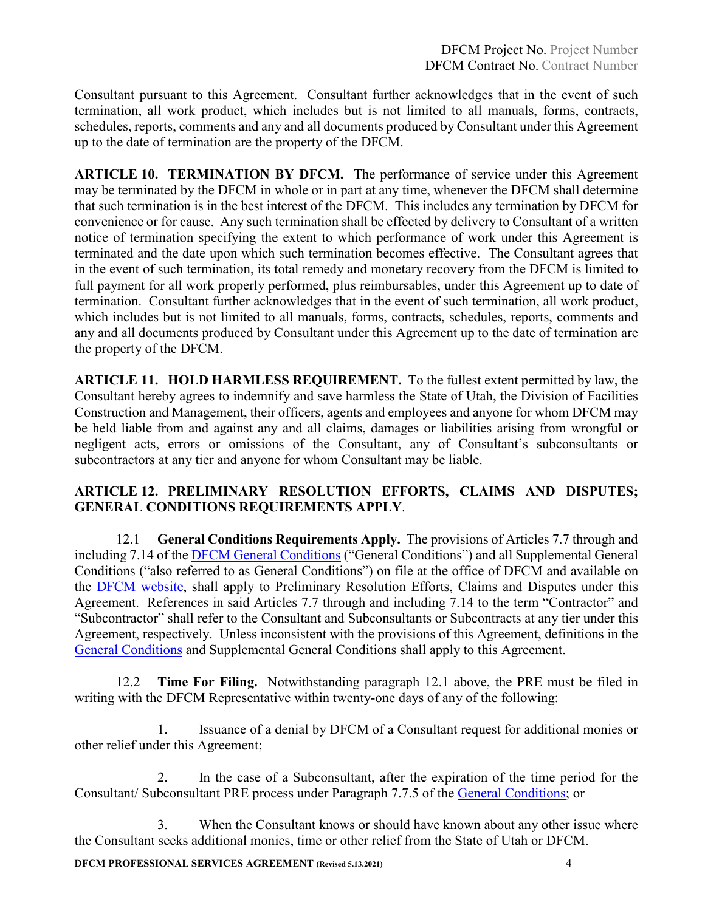Consultant pursuant to this Agreement. Consultant further acknowledges that in the event of such termination, all work product, which includes but is not limited to all manuals, forms, contracts, schedules, reports, comments and any and all documents produced by Consultant under this Agreement up to the date of termination are the property of the DFCM.

**ARTICLE 10. TERMINATION BY DFCM.** The performance of service under this Agreement may be terminated by the DFCM in whole or in part at any time, whenever the DFCM shall determine that such termination is in the best interest of the DFCM. This includes any termination by DFCM for convenience or for cause. Any such termination shall be effected by delivery to Consultant of a written notice of termination specifying the extent to which performance of work under this Agreement is terminated and the date upon which such termination becomes effective. The Consultant agrees that in the event of such termination, its total remedy and monetary recovery from the DFCM is limited to full payment for all work properly performed, plus reimbursables, under this Agreement up to date of termination. Consultant further acknowledges that in the event of such termination, all work product, which includes but is not limited to all manuals, forms, contracts, schedules, reports, comments and any and all documents produced by Consultant under this Agreement up to the date of termination are the property of the DFCM.

**ARTICLE 11. HOLD HARMLESS REQUIREMENT.** To the fullest extent permitted by law, the Consultant hereby agrees to indemnify and save harmless the State of Utah, the Division of Facilities Construction and Management, their officers, agents and employees and anyone for whom DFCM may be held liable from and against any and all claims, damages or liabilities arising from wrongful or negligent acts, errors or omissions of the Consultant, any of Consultant's subconsultants or subcontractors at any tier and anyone for whom Consultant may be liable.

**ARTICLE 12. PRELIMINARY RESOLUTION EFFORTS, CLAIMS AND DISPUTES; GENERAL CONDITIONS REQUIREMENTS APPLY**.

12.1 **General Conditions Requirements Apply.** The provisions of Articles 7.7 through and including 7.14 of the DFCM General Conditions ("General Conditions") and all Supplemental General Conditions ("also referred to as General Conditions") on file at the office of DFCM and available on the DFCM website, shall apply to Preliminary Resolution Efforts, Claims and Disputes under this Agreement. References in said Articles 7.7 through and including 7.14 to the term "Contractor" and "Subcontractor" shall refer to the Consultant and Subconsultants or Subcontracts at any tier under this Agreement, respectively. Unless inconsistent with the provisions of this Agreement, definitions in the General Conditions and Supplemental General Conditions shall apply to this Agreement.

12.2 **Time For Filing.** Notwithstanding paragraph 12.1 above, the PRE must be filed in writing with the DFCM Representative within twenty-one days of any of the following:

1. Issuance of a denial by DFCM of a Consultant request for additional monies or other relief under this Agreement;

2. In the case of a Subconsultant, after the expiration of the time period for the Consultant/ Subconsultant PRE process under Paragraph 7.7.5 of the General Conditions; or

3. When the Consultant knows or should have known about any other issue where the Consultant seeks additional monies, time or other relief from the State of Utah or DFCM.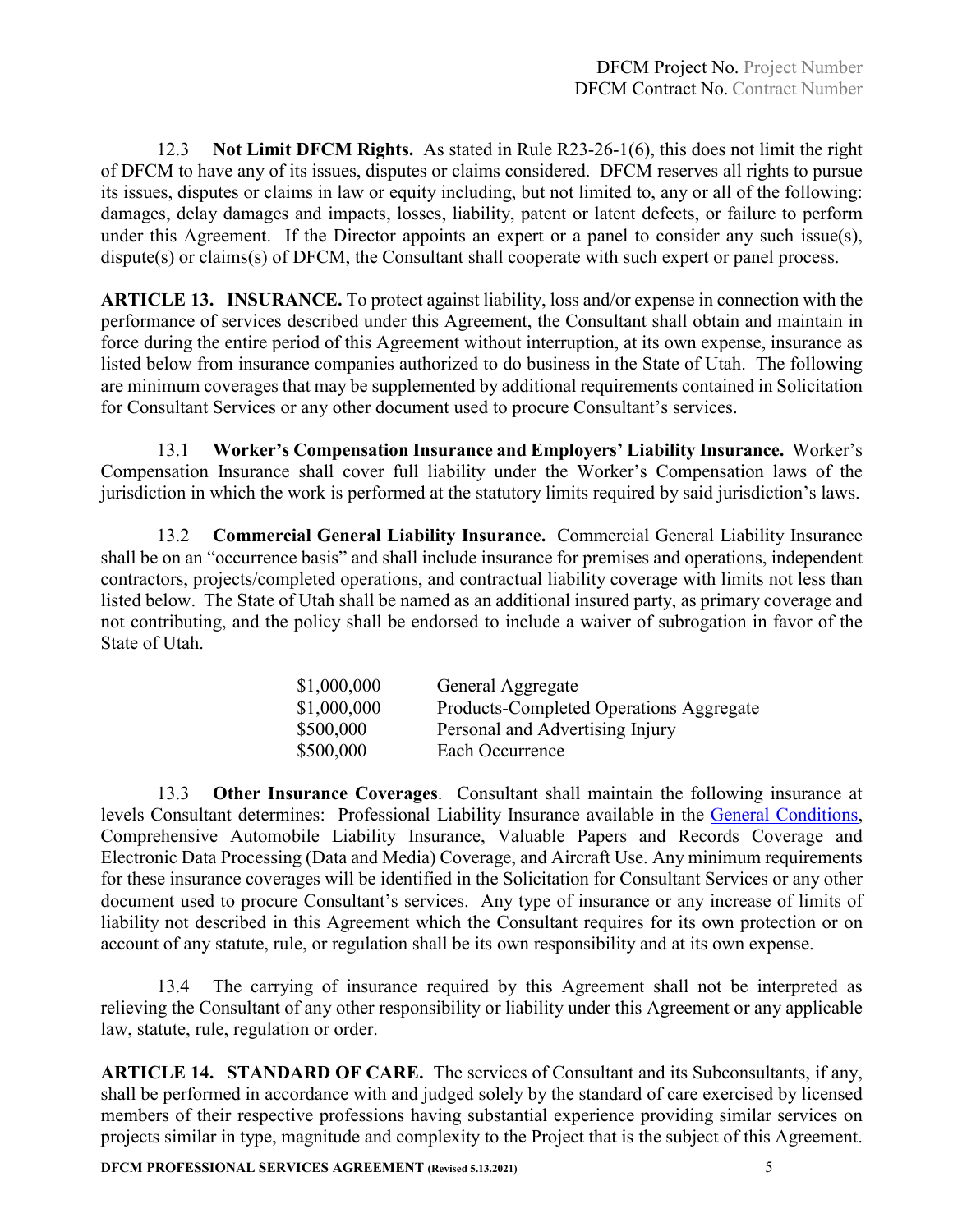12.3 **Not Limit DFCM Rights.** As stated in Rule R23-26-1(6), this does not limit the right of DFCM to have any of its issues, disputes or claims considered. DFCM reserves all rights to pursue its issues, disputes or claims in law or equity including, but not limited to, any or all of the following: damages, delay damages and impacts, losses, liability, patent or latent defects, or failure to perform under this Agreement. If the Director appoints an expert or a panel to consider any such issue(s), dispute(s) or claims(s) of DFCM, the Consultant shall cooperate with such expert or panel process.

**ARTICLE 13. INSURANCE.** To protect against liability, loss and/or expense in connection with the performance of services described under this Agreement, the Consultant shall obtain and maintain in force during the entire period of this Agreement without interruption, at its own expense, insurance as listed below from insurance companies authorized to do business in the State of Utah. The following are minimum coverages that may be supplemented by additional requirements contained in Solicitation for Consultant Services or any other document used to procure Consultant's services.

13.1 **Worker's Compensation Insurance and Employers' Liability Insurance.** Worker's Compensation Insurance shall cover full liability under the Worker's Compensation laws of the jurisdiction in which the work is performed at the statutory limits required by said jurisdiction's laws.

13.2 **Commercial General Liability Insurance.** Commercial General Liability Insurance shall be on an "occurrence basis" and shall include insurance for premises and operations, independent contractors, projects/completed operations, and contractual liability coverage with limits not less than listed below. The State of Utah shall be named as an additional insured party, as primary coverage and not contributing, and the policy shall be endorsed to include a waiver of subrogation in favor of the State of Utah.

| | |
|---|---|
| $1,000,000 | General Aggregate |
| $1,000,000 | Products-Completed Operations Aggregate |
| $500,000 | Personal and Advertising Injury |
| $500,000 | Each Occurrence |

13.3 **Other Insurance Coverages**. Consultant shall maintain the following insurance at levels Consultant determines: Professional Liability Insurance available in the General Conditions, Comprehensive Automobile Liability Insurance, Valuable Papers and Records Coverage and Electronic Data Processing (Data and Media) Coverage, and Aircraft Use. Any minimum requirements for these insurance coverages will be identified in the Solicitation for Consultant Services or any other document used to procure Consultant's services. Any type of insurance or any increase of limits of liability not described in this Agreement which the Consultant requires for its own protection or on account of any statute, rule, or regulation shall be its own responsibility and at its own expense.

13.4 The carrying of insurance required by this Agreement shall not be interpreted as relieving the Consultant of any other responsibility or liability under this Agreement or any applicable law, statute, rule, regulation or order.

**ARTICLE 14. STANDARD OF CARE.** The services of Consultant and its Subconsultants, if any, shall be performed in accordance with and judged solely by the standard of care exercised by licensed members of their respective professions having substantial experience providing similar services on projects similar in type, magnitude and complexity to the Project that is the subject of this Agreement.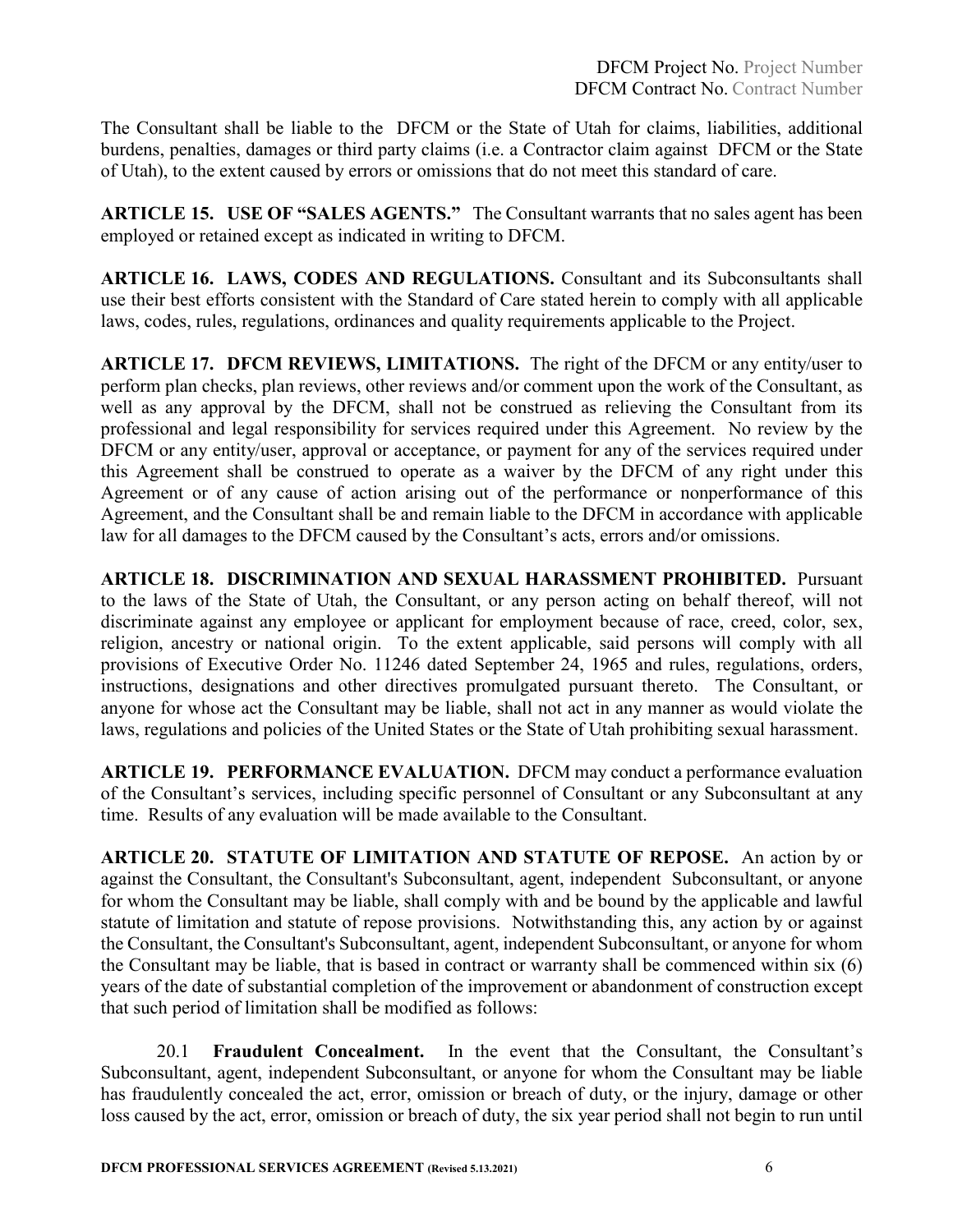The Consultant shall be liable to the DFCM or the State of Utah for claims, liabilities, additional burdens, penalties, damages or third party claims (i.e. a Contractor claim against DFCM or the State of Utah), to the extent caused by errors or omissions that do not meet this standard of care.

**ARTICLE 15. USE OF "SALES AGENTS."** The Consultant warrants that no sales agent has been employed or retained except as indicated in writing to DFCM.

**ARTICLE 16. LAWS, CODES AND REGULATIONS.** Consultant and its Subconsultants shall use their best efforts consistent with the Standard of Care stated herein to comply with all applicable laws, codes, rules, regulations, ordinances and quality requirements applicable to the Project.

**ARTICLE 17. DFCM REVIEWS, LIMITATIONS.** The right of the DFCM or any entity/user to perform plan checks, plan reviews, other reviews and/or comment upon the work of the Consultant, as well as any approval by the DFCM, shall not be construed as relieving the Consultant from its professional and legal responsibility for services required under this Agreement. No review by the DFCM or any entity/user, approval or acceptance, or payment for any of the services required under this Agreement shall be construed to operate as a waiver by the DFCM of any right under this Agreement or of any cause of action arising out of the performance or nonperformance of this Agreement, and the Consultant shall be and remain liable to the DFCM in accordance with applicable law for all damages to the DFCM caused by the Consultant's acts, errors and/or omissions.

**ARTICLE 18. DISCRIMINATION AND SEXUAL HARASSMENT PROHIBITED.** Pursuant to the laws of the State of Utah, the Consultant, or any person acting on behalf thereof, will not discriminate against any employee or applicant for employment because of race, creed, color, sex, religion, ancestry or national origin. To the extent applicable, said persons will comply with all provisions of Executive Order No. 11246 dated September 24, 1965 and rules, regulations, orders, instructions, designations and other directives promulgated pursuant thereto. The Consultant, or anyone for whose act the Consultant may be liable, shall not act in any manner as would violate the laws, regulations and policies of the United States or the State of Utah prohibiting sexual harassment.

**ARTICLE 19. PERFORMANCE EVALUATION.** DFCM may conduct a performance evaluation of the Consultant's services, including specific personnel of Consultant or any Subconsultant at any time. Results of any evaluation will be made available to the Consultant.

**ARTICLE 20. STATUTE OF LIMITATION AND STATUTE OF REPOSE.** An action by or against the Consultant, the Consultant's Subconsultant, agent, independent Subconsultant, or anyone for whom the Consultant may be liable, shall comply with and be bound by the applicable and lawful statute of limitation and statute of repose provisions. Notwithstanding this, any action by or against the Consultant, the Consultant's Subconsultant, agent, independent Subconsultant, or anyone for whom the Consultant may be liable, that is based in contract or warranty shall be commenced within six (6) years of the date of substantial completion of the improvement or abandonment of construction except that such period of limitation shall be modified as follows:

20.1 **Fraudulent Concealment.** In the event that the Consultant, the Consultant's Subconsultant, agent, independent Subconsultant, or anyone for whom the Consultant may be liable has fraudulently concealed the act, error, omission or breach of duty, or the injury, damage or other loss caused by the act, error, omission or breach of duty, the six year period shall not begin to run until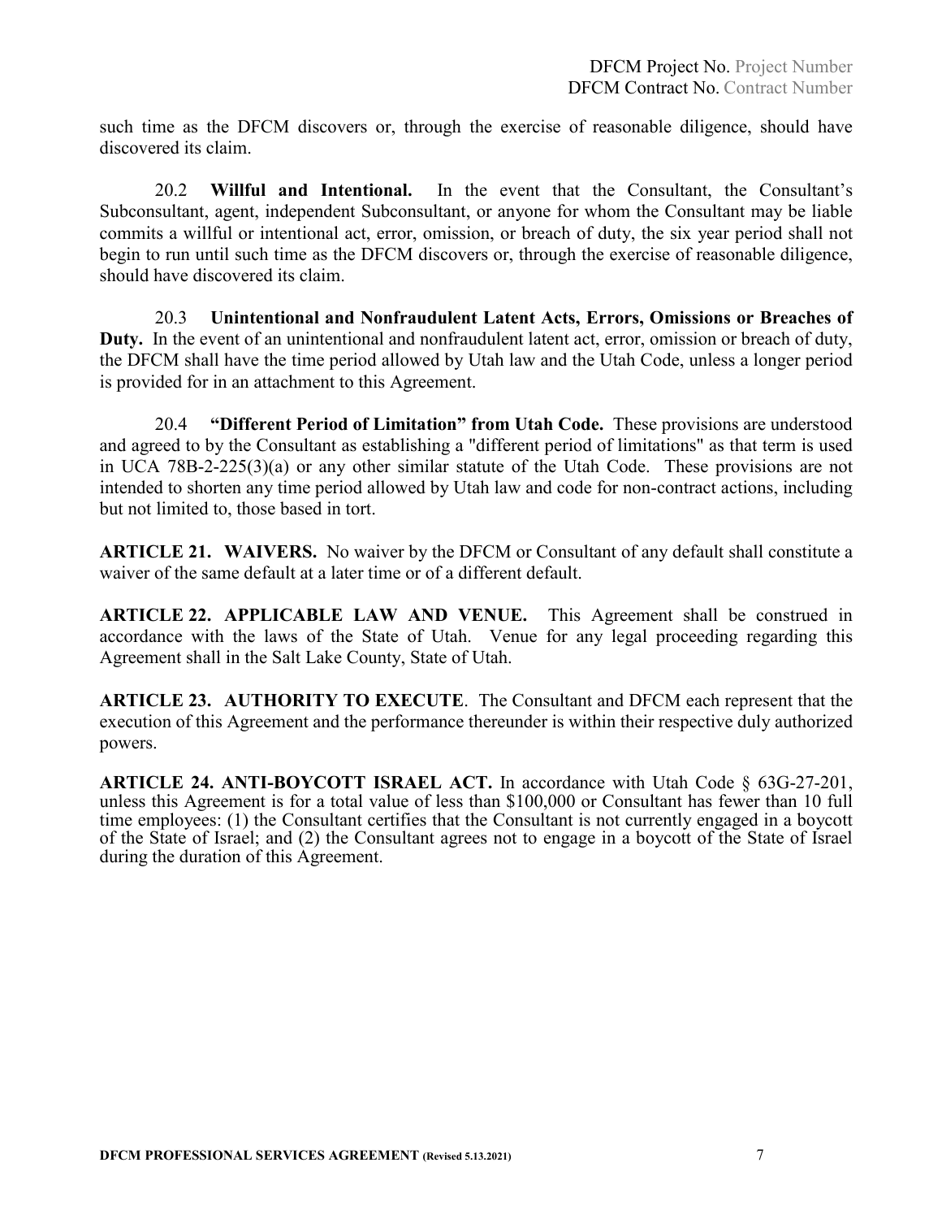such time as the DFCM discovers or, through the exercise of reasonable diligence, should have discovered its claim.

20.2 **Willful and Intentional.** In the event that the Consultant, the Consultant's Subconsultant, agent, independent Subconsultant, or anyone for whom the Consultant may be liable commits a willful or intentional act, error, omission, or breach of duty, the six year period shall not begin to run until such time as the DFCM discovers or, through the exercise of reasonable diligence, should have discovered its claim.

20.3 **Unintentional and Nonfraudulent Latent Acts, Errors, Omissions or Breaches of Duty.** In the event of an unintentional and nonfraudulent latent act, error, omission or breach of duty, the DFCM shall have the time period allowed by Utah law and the Utah Code, unless a longer period is provided for in an attachment to this Agreement.

20.4 **"Different Period of Limitation" from Utah Code.** These provisions are understood and agreed to by the Consultant as establishing a "different period of limitations" as that term is used in UCA 78B-2-225(3)(a) or any other similar statute of the Utah Code. These provisions are not intended to shorten any time period allowed by Utah law and code for non-contract actions, including but not limited to, those based in tort.

**ARTICLE 21. WAIVERS.** No waiver by the DFCM or Consultant of any default shall constitute a waiver of the same default at a later time or of a different default.

**ARTICLE 22. APPLICABLE LAW AND VENUE.** This Agreement shall be construed in accordance with the laws of the State of Utah. Venue for any legal proceeding regarding this Agreement shall in the Salt Lake County, State of Utah.

**ARTICLE 23. AUTHORITY TO EXECUTE**. The Consultant and DFCM each represent that the execution of this Agreement and the performance thereunder is within their respective duly authorized powers.

**ARTICLE 24. ANTI-BOYCOTT ISRAEL ACT.** In accordance with Utah Code § 63G-27-201, unless this Agreement is for a total value of less than $100,000 or Consultant has fewer than 10 full time employees: (1) the Consultant certifies that the Consultant is not currently engaged in a boycott of the State of Israel; and (2) the Consultant agrees not to engage in a boycott of the State of Israel during the duration of this Agreement.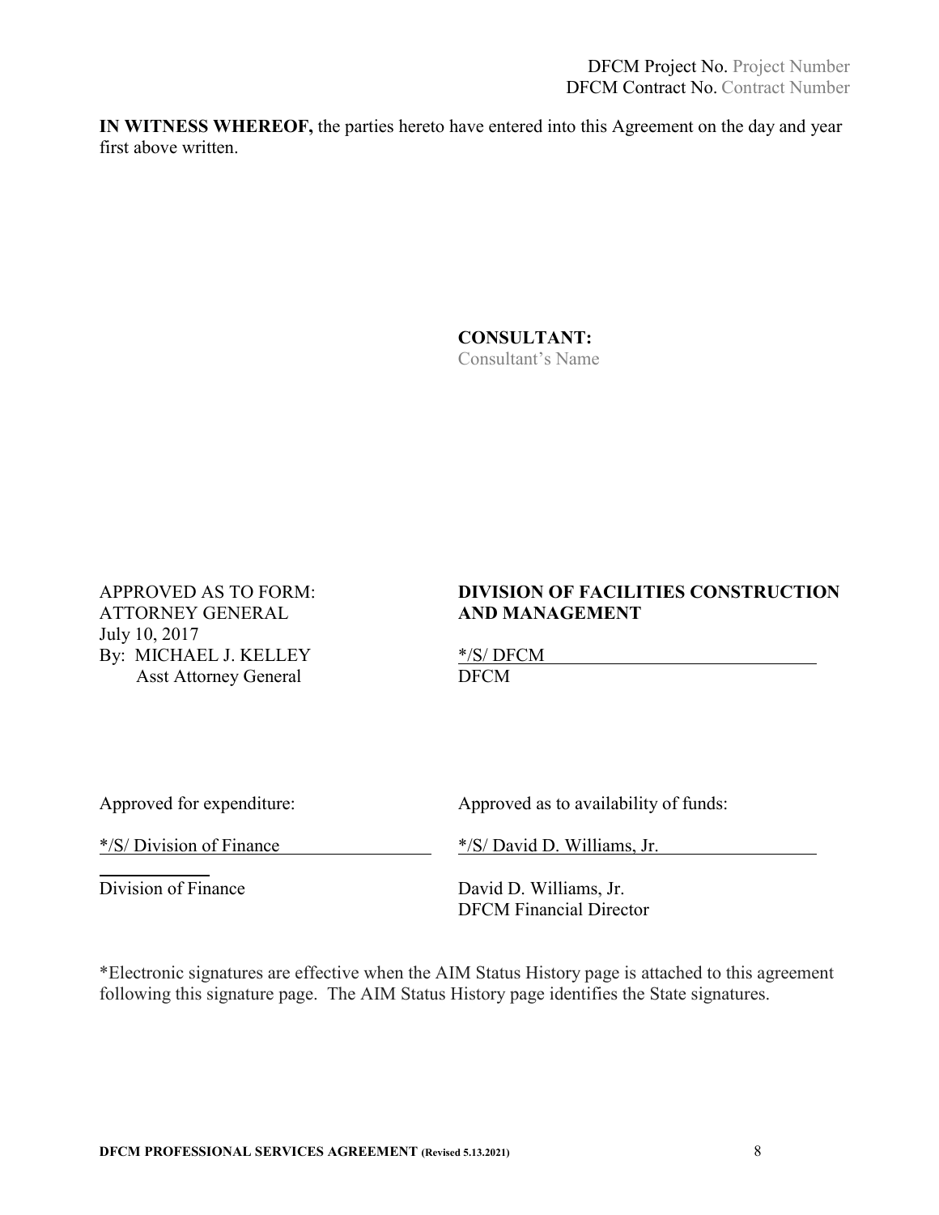DFCM Project No. Project Number
DFCM Contract No. Contract Number

**IN WITNESS WHEREOF,** the parties hereto have entered into this Agreement on the day and year first above written.

**CONSULTANT:**
Consultant's Name

APPROVED AS TO FORM:
ATTORNEY GENERAL
July 10, 2017
By: MICHAEL J. KELLEY
Asst Attorney General

**DIVISION OF FACILITIES CONSTRUCTION AND MANAGEMENT**

*/S/ DFCM
DFCM

Approved for expenditure:

*/S/ Division of Finance

Division of Finance

Approved as to availability of funds:

*/S/ David D. Williams, Jr.

David D. Williams, Jr.
DFCM Financial Director

*Electronic signatures are effective when the AIM Status History page is attached to this agreement following this signature page. The AIM Status History page identifies the State signatures.

**DFCM PROFESSIONAL SERVICES AGREEMENT (Revised 5.13.2021)**